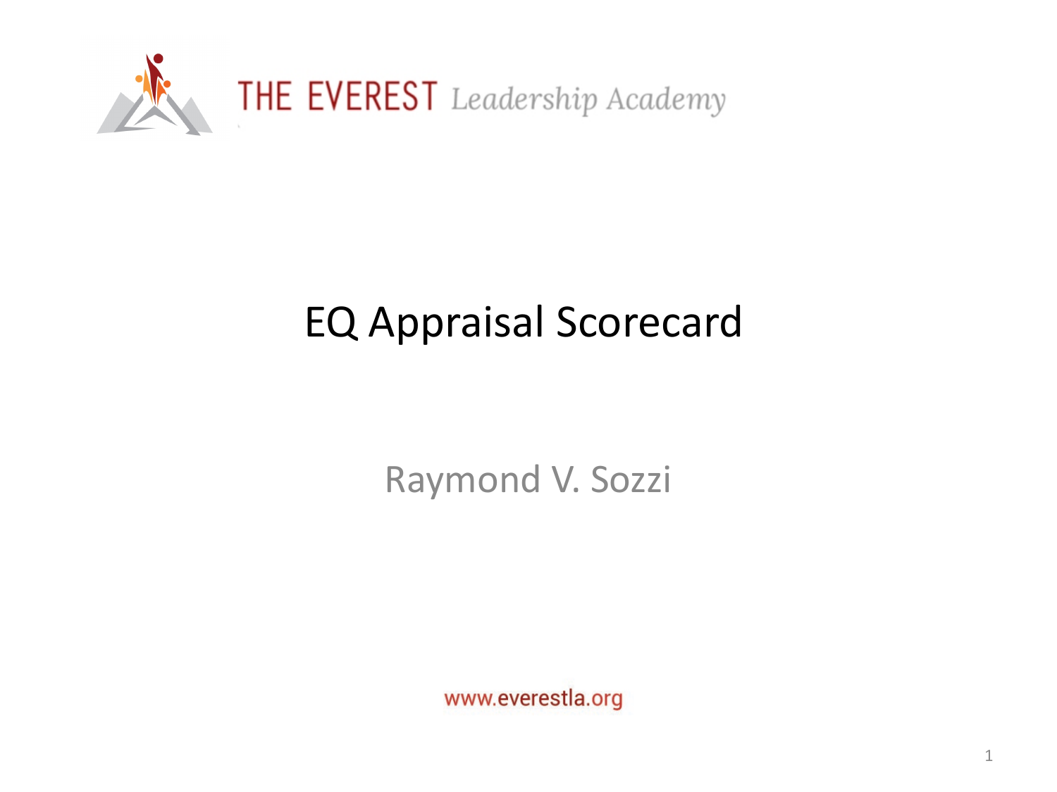THE EVEREST *Leadership Academy*

# EQ Appraisal Scorecard

Raymond V. Sozzi

www.everestla.org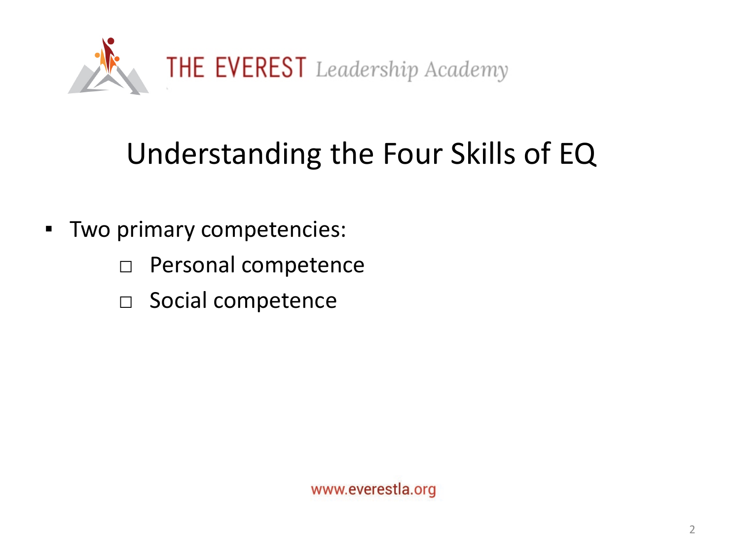## Understanding the Four Skills of EQ

- Two primary competencies:
  - Personal competence
  - Social competence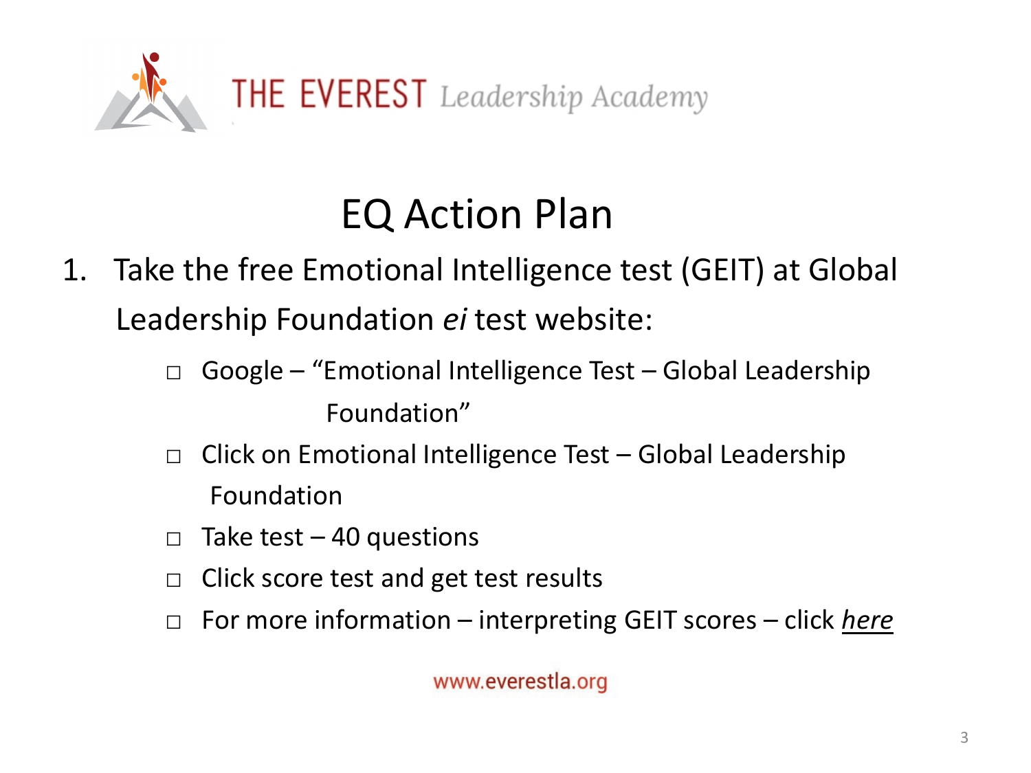THE EVEREST *Leadership Academy*

# EQ Action Plan

1. Take the free Emotional Intelligence test (GEIT) at Global Leadership Foundation *ei* test website:
   - □ Google – "Emotional Intelligence Test – Global Leadership Foundation"
   - □ Click on Emotional Intelligence Test – Global Leadership Foundation
   - □ Take test – 40 questions
   - □ Click score test and get test results
   - □ For more information – interpreting GEIT scores – click ***here***

www.everestla.org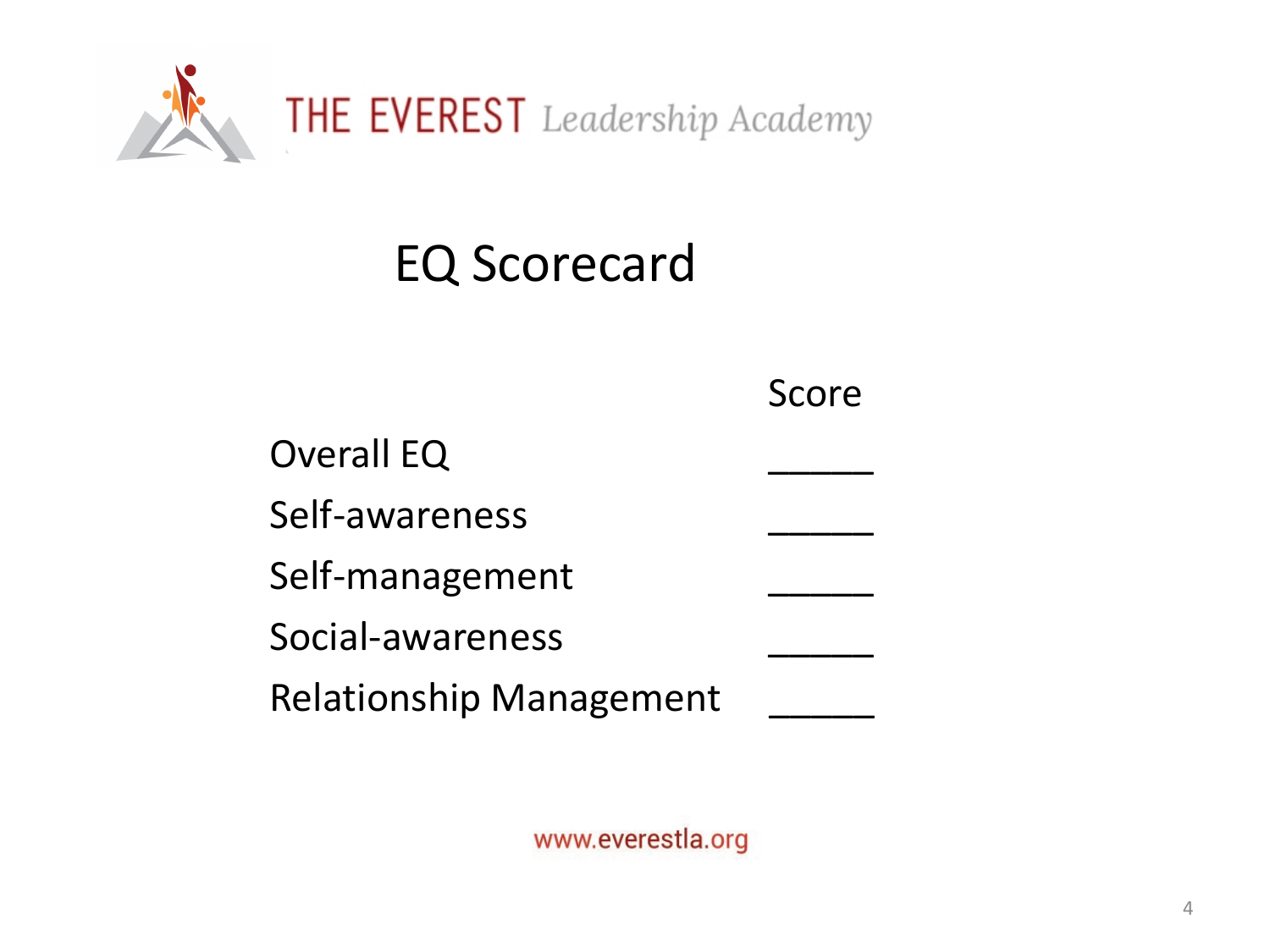THE EVEREST *Leadership Academy*

# EQ Scorecard

| | Score |
|---|---|
| Overall EQ | _____ |
| Self-awareness | _____ |
| Self-management | _____ |
| Social-awareness | _____ |
| Relationship Management | _____ |

www.everestla.org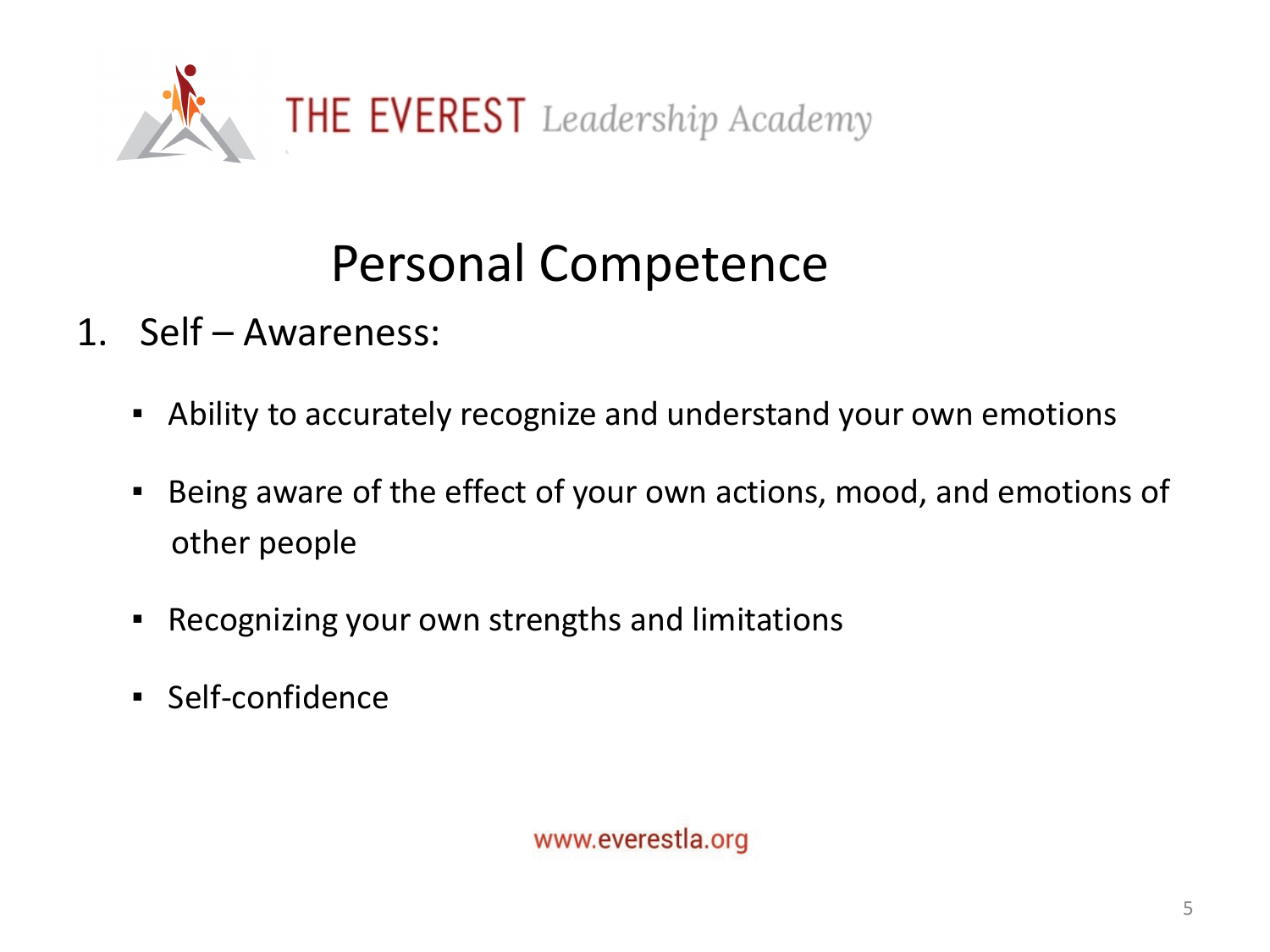THE EVEREST *Leadership Academy*

# Personal Competence

1. Self – Awareness:

    - Ability to accurately recognize and understand your own emotions
    - Being aware of the effect of your own actions, mood, and emotions of other people
    - Recognizing your own strengths and limitations
    - Self-confidence

www.everestla.org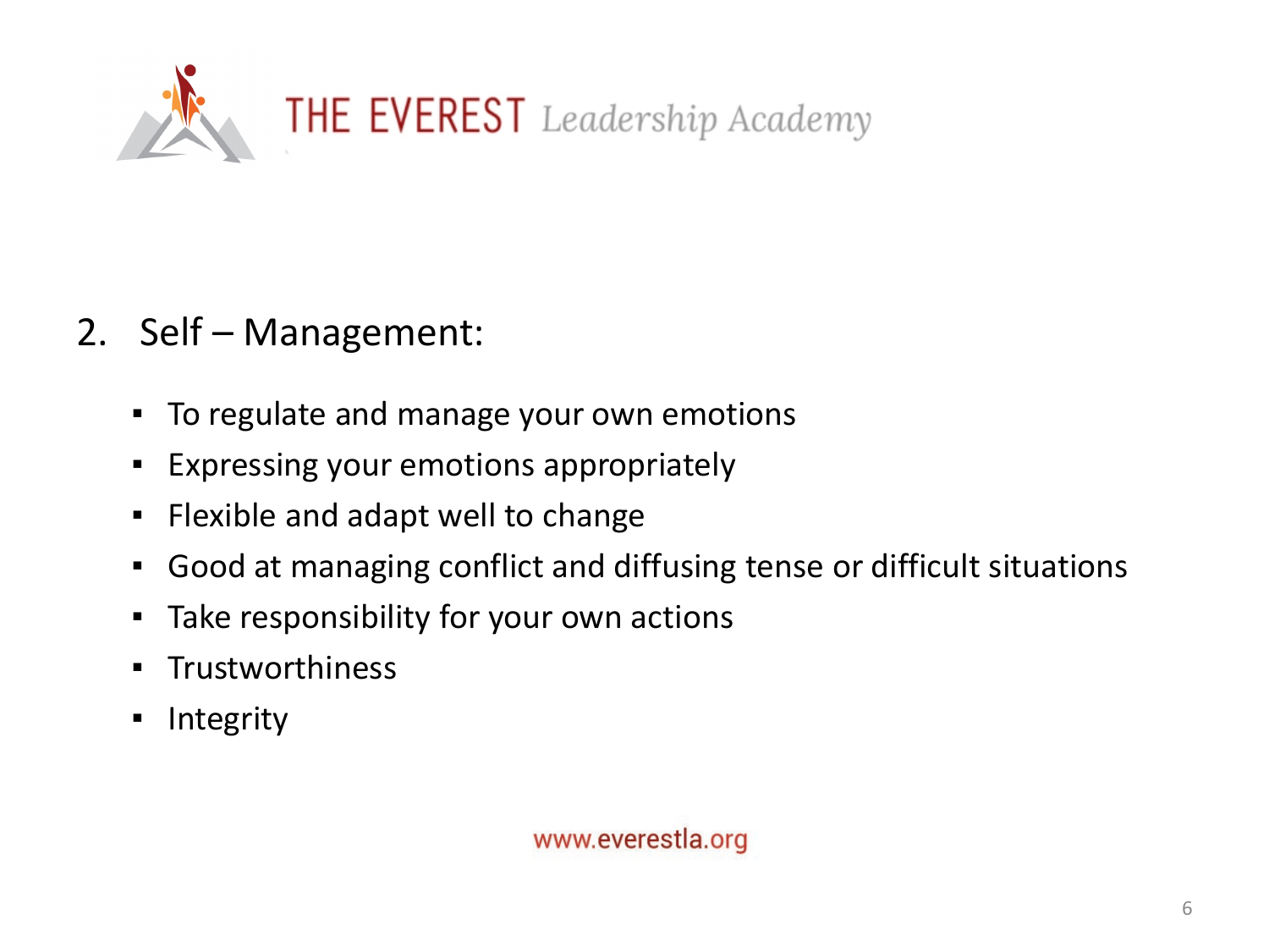THE EVEREST *Leadership Academy*

2. Self – Management:

   - To regulate and manage your own emotions
   - Expressing your emotions appropriately
   - Flexible and adapt well to change
   - Good at managing conflict and diffusing tense or difficult situations
   - Take responsibility for your own actions
   - Trustworthiness
   - Integrity

www.everestla.org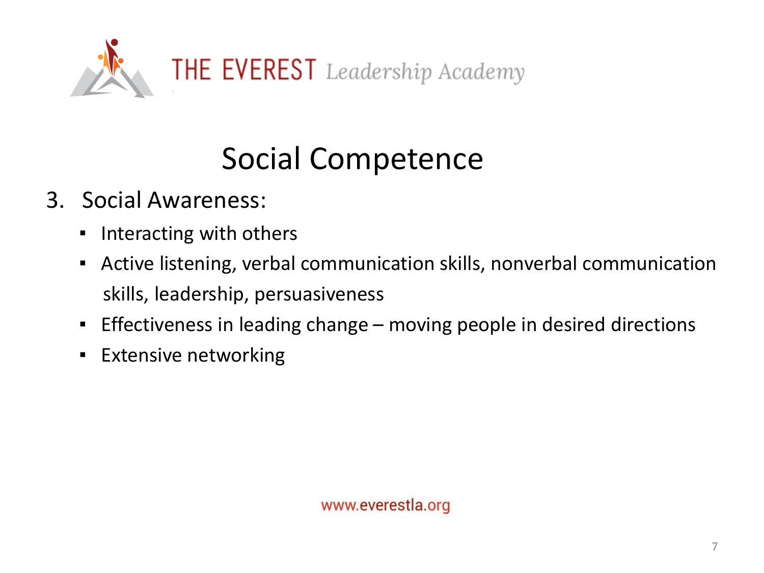# Social Competence

3. Social Awareness:
   - Interacting with others
   - Active listening, verbal communication skills, nonverbal communication skills, leadership, persuasiveness
   - Effectiveness in leading change – moving people in desired directions
   - Extensive networking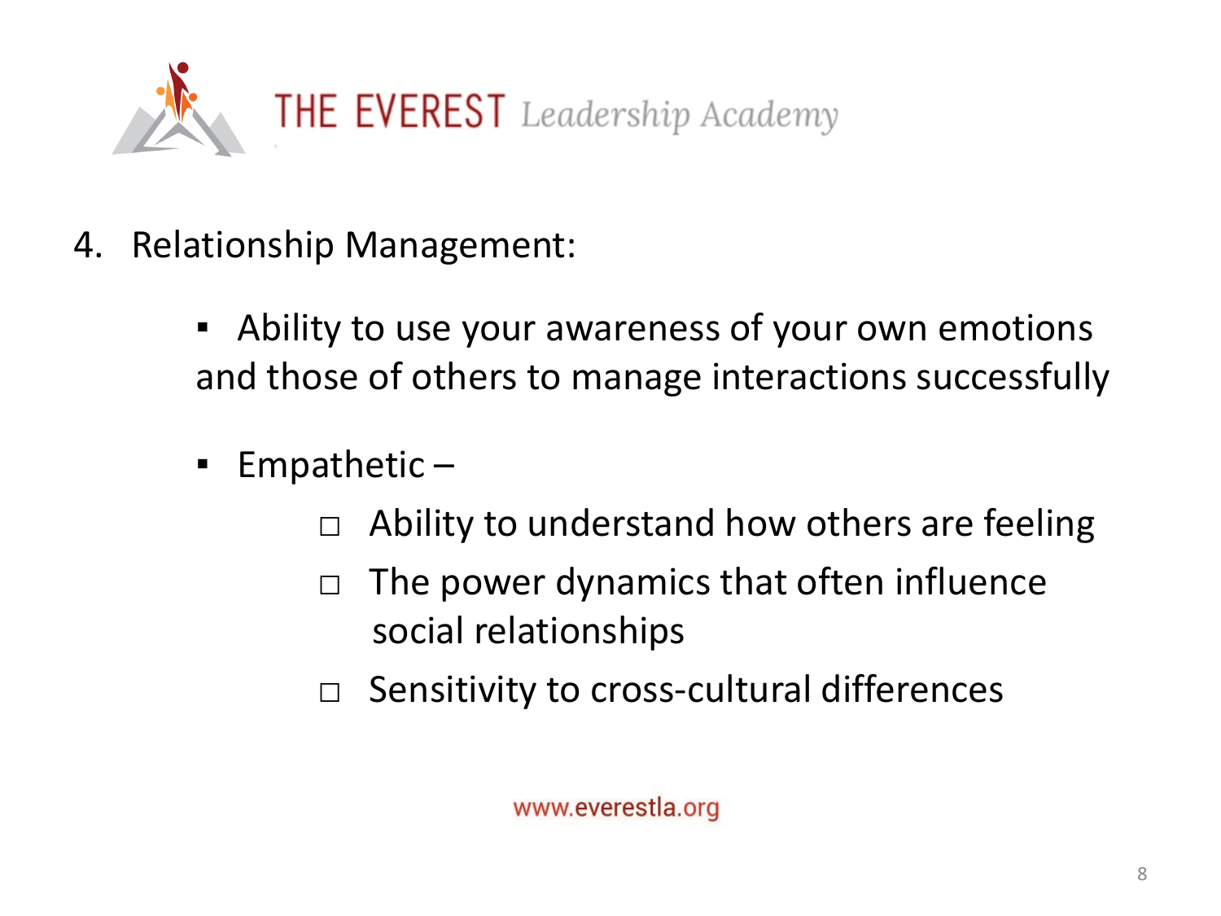4. Relationship Management:

   - Ability to use your awareness of your own emotions and those of others to manage interactions successfully
   - Empathetic –
     - Ability to understand how others are feeling
     - The power dynamics that often influence social relationships
     - Sensitivity to cross-cultural differences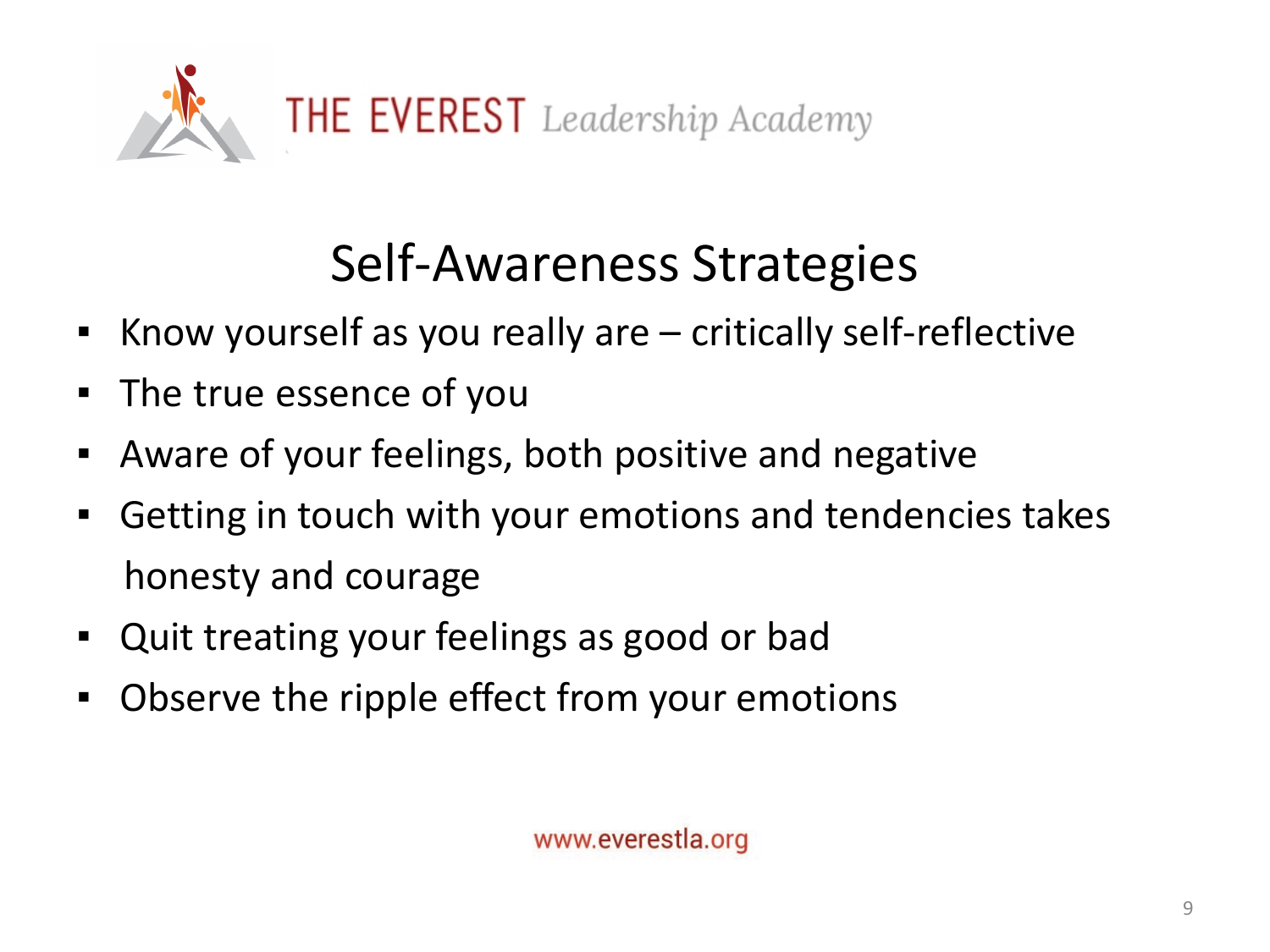## Self-Awareness Strategies

- Know yourself as you really are – critically self-reflective
- The true essence of you
- Aware of your feelings, both positive and negative
- Getting in touch with your emotions and tendencies takes honesty and courage
- Quit treating your feelings as good or bad
- Observe the ripple effect from your emotions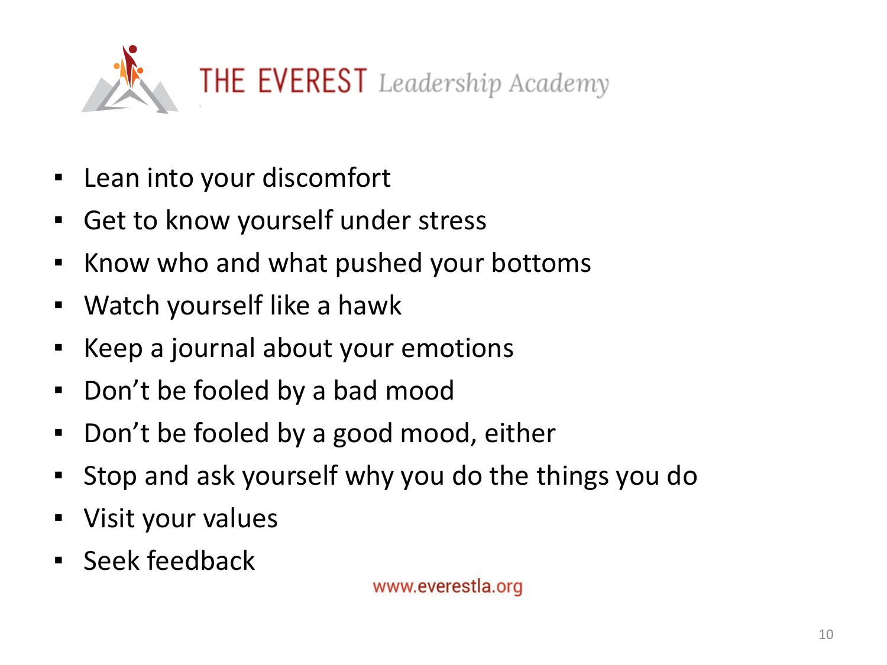THE EVEREST *Leadership Academy*

- Lean into your discomfort
- Get to know yourself under stress
- Know who and what pushed your bottoms
- Watch yourself like a hawk
- Keep a journal about your emotions
- Don't be fooled by a bad mood
- Don't be fooled by a good mood, either
- Stop and ask yourself why you do the things you do
- Visit your values
- Seek feedback

www.everestla.org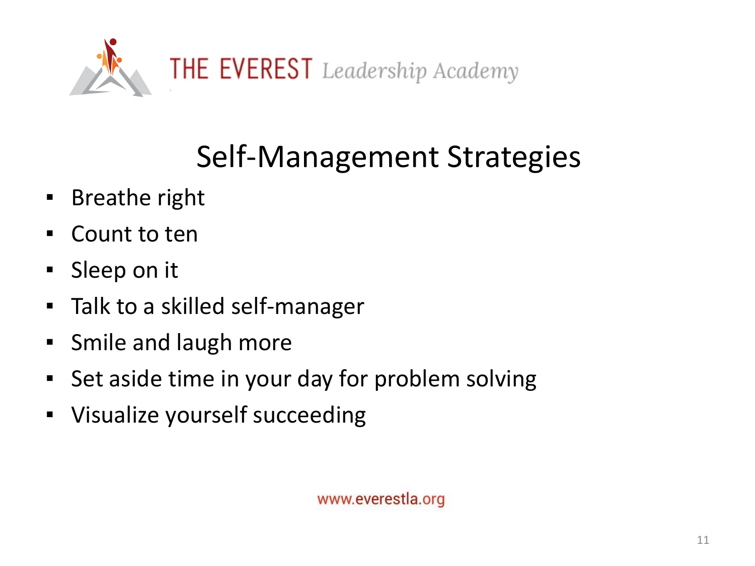# Self-Management Strategies

- Breathe right
- Count to ten
- Sleep on it
- Talk to a skilled self-manager
- Smile and laugh more
- Set aside time in your day for problem solving
- Visualize yourself succeeding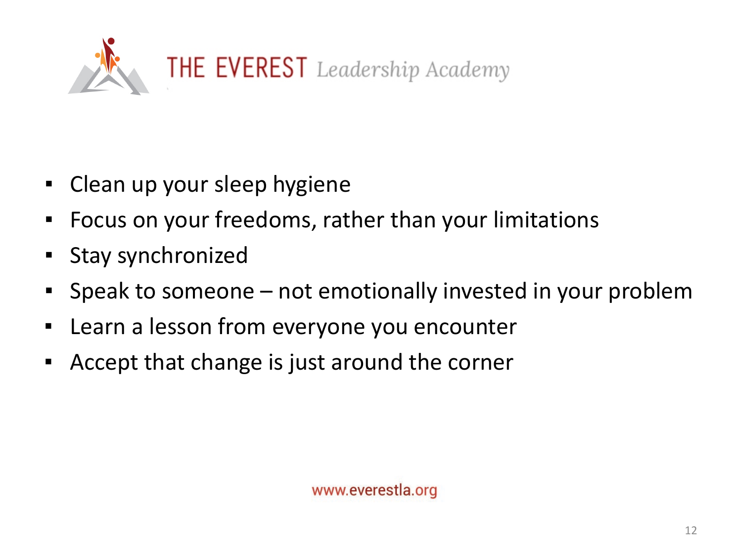THE EVEREST *Leadership Academy*

- Clean up your sleep hygiene
- Focus on your freedoms, rather than your limitations
- Stay synchronized
- Speak to someone – not emotionally invested in your problem
- Learn a lesson from everyone you encounter
- Accept that change is just around the corner

www.everestla.org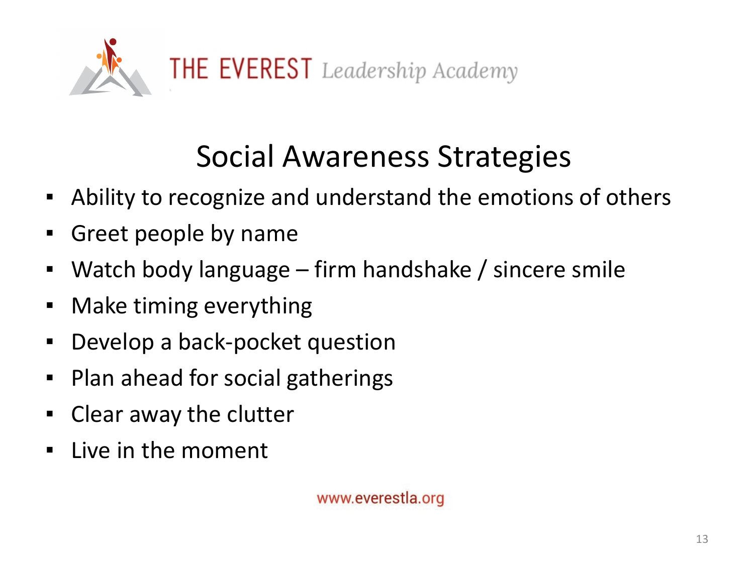# Social Awareness Strategies

- Ability to recognize and understand the emotions of others
- Greet people by name
- Watch body language – firm handshake / sincere smile
- Make timing everything
- Develop a back-pocket question
- Plan ahead for social gatherings
- Clear away the clutter
- Live in the moment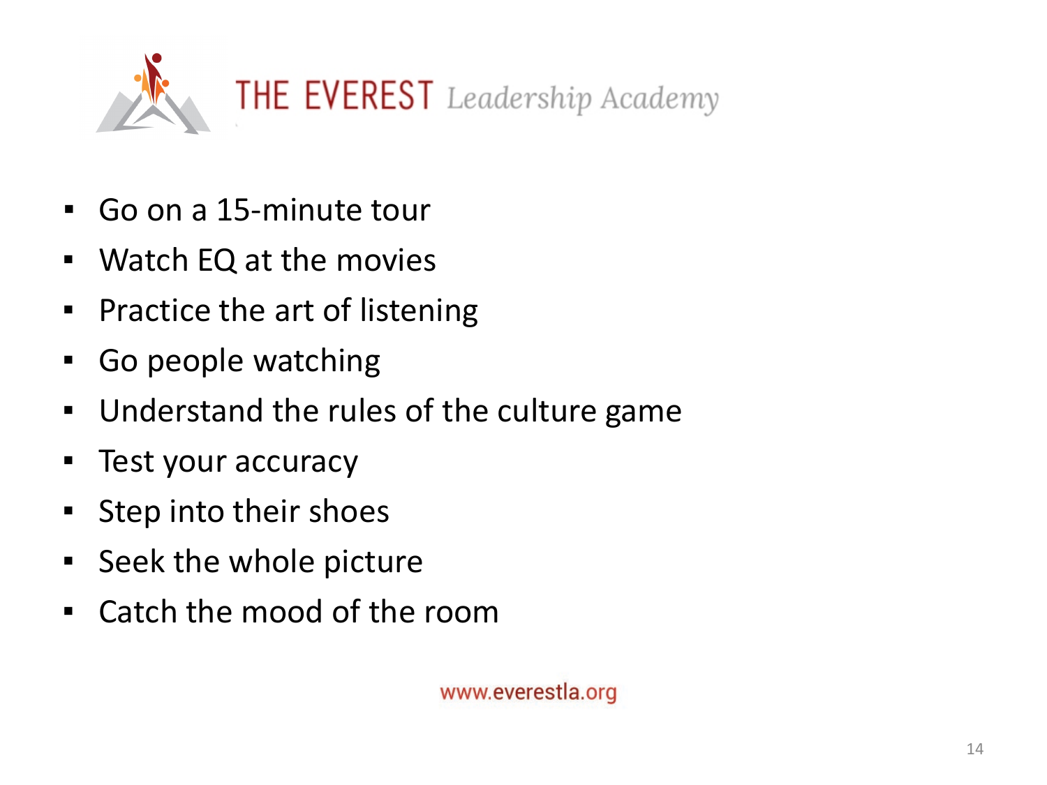THE EVEREST *Leadership Academy*

- Go on a 15-minute tour
- Watch EQ at the movies
- Practice the art of listening
- Go people watching
- Understand the rules of the culture game
- Test your accuracy
- Step into their shoes
- Seek the whole picture
- Catch the mood of the room

www.everestla.org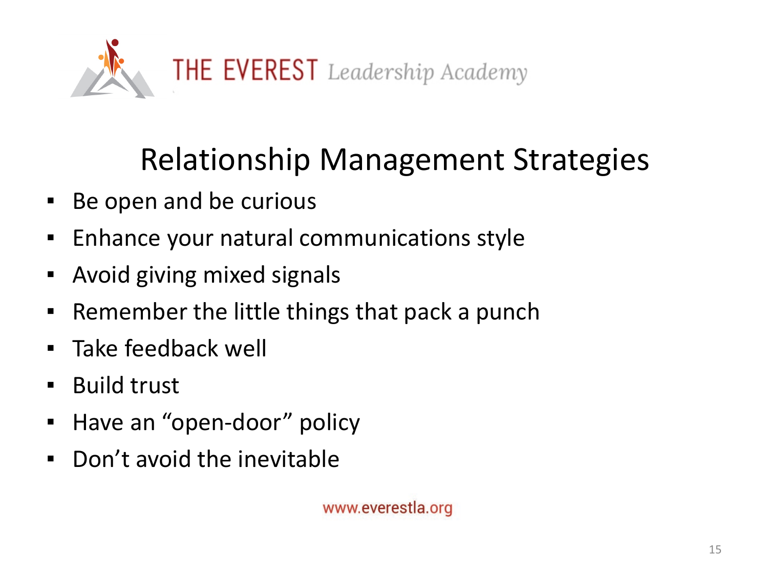# Relationship Management Strategies

- Be open and be curious
- Enhance your natural communications style
- Avoid giving mixed signals
- Remember the little things that pack a punch
- Take feedback well
- Build trust
- Have an "open-door" policy
- Don't avoid the inevitable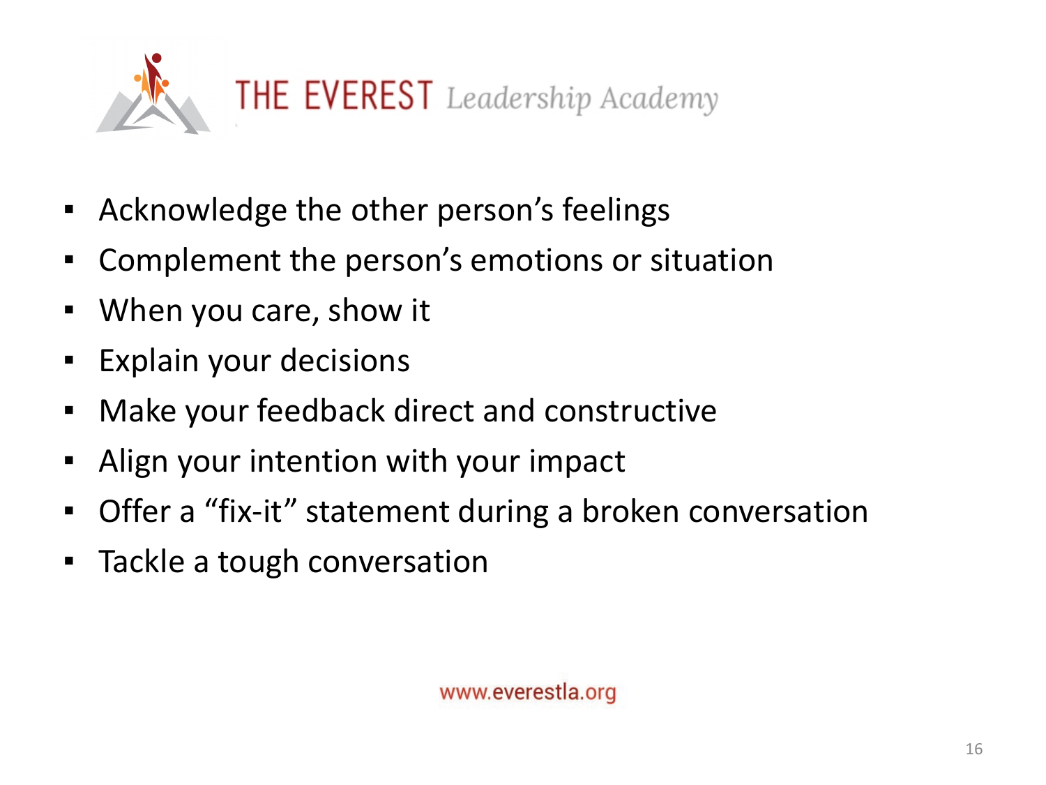THE EVEREST *Leadership Academy*

- Acknowledge the other person’s feelings
- Complement the person’s emotions or situation
- When you care, show it
- Explain your decisions
- Make your feedback direct and constructive
- Align your intention with your impact
- Offer a “fix-it” statement during a broken conversation
- Tackle a tough conversation

www.everestla.org